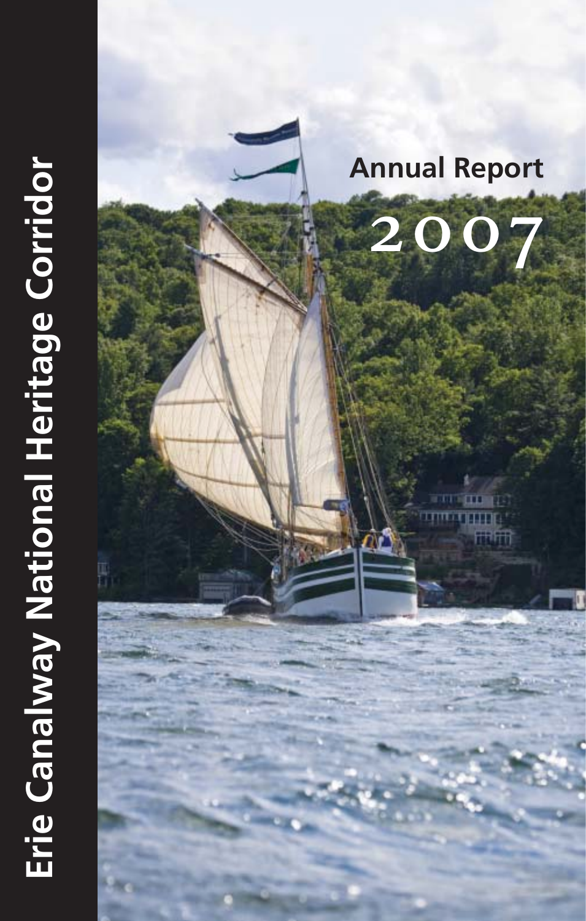# Erie Canalway National Heritage Corridor

## Annual Report

## 2007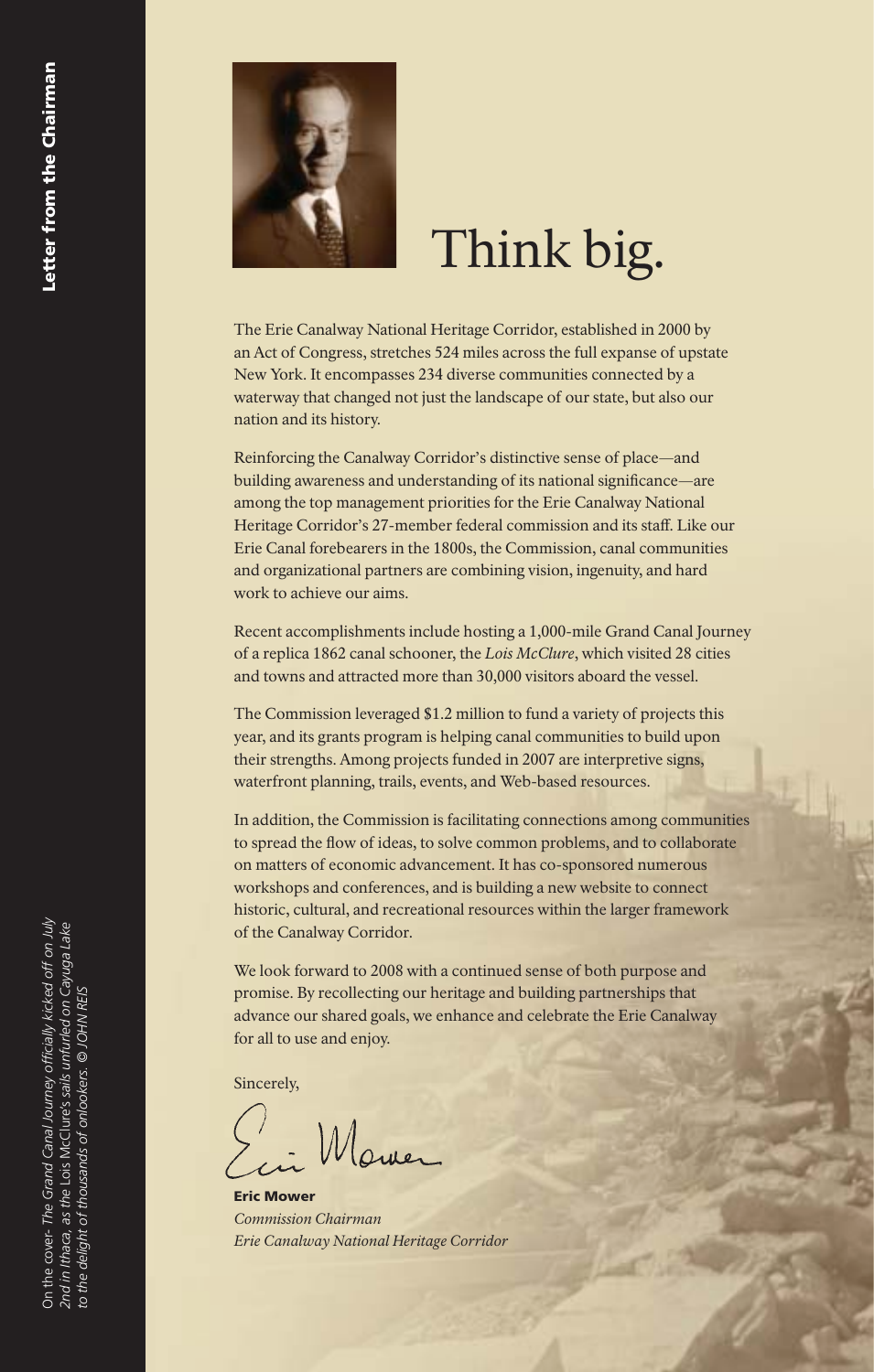# Letter from the Chairman

# Think big.

The Erie Canalway National Heritage Corridor, established in 2000 by an Act of Congress, stretches 524 miles across the full expanse of upstate New York. It encompasses 234 diverse communities connected by a waterway that changed not just the landscape of our state, but also our nation and its history.

Reinforcing the Canalway Corridor's distinctive sense of place—and building awareness and understanding of its national significance—are among the top management priorities for the Erie Canalway National Heritage Corridor's 27-member federal commission and its staff. Like our Erie Canal forebearers in the 1800s, the Commission, canal communities and organizational partners are combining vision, ingenuity, and hard work to achieve our aims.

Recent accomplishments include hosting a 1,000-mile Grand Canal Journey of a replica 1862 canal schooner, the *Lois McClure*, which visited 28 cities and towns and attracted more than 30,000 visitors aboard the vessel.

The Commission leveraged $1.2 million to fund a variety of projects this year, and its grants program is helping canal communities to build upon their strengths. Among projects funded in 2007 are interpretive signs, waterfront planning, trails, events, and Web-based resources.

In addition, the Commission is facilitating connections among communities to spread the flow of ideas, to solve common problems, and to collaborate on matters of economic advancement. It has co-sponsored numerous workshops and conferences, and is building a new website to connect historic, cultural, and recreational resources within the larger framework of the Canalway Corridor.

We look forward to 2008 with a continued sense of both purpose and promise. By recollecting our heritage and building partnerships that advance our shared goals, we enhance and celebrate the Erie Canalway for all to use and enjoy.

Sincerely,

**Eric Mower**
*Commission Chairman*
*Erie Canalway National Heritage Corridor*

On the cover- *The Grand Canal Journey officially kicked off on July 2nd in Ithaca, as the* Lois McClure*'s sails unfurled on Cayuga Lake to the delight of thousands of onlookers. © JOHN REIS*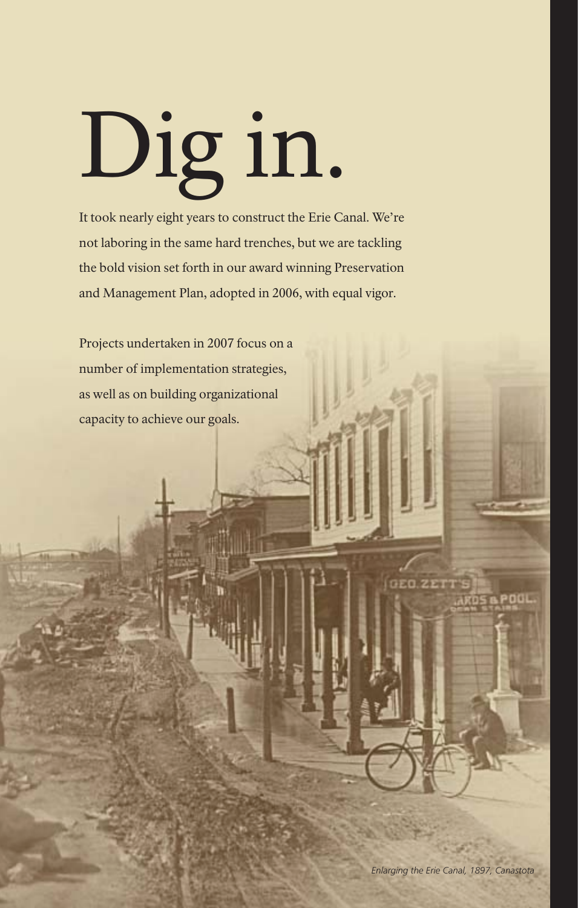# Dig in.

It took nearly eight years to construct the Erie Canal. We're not laboring in the same hard trenches, but we are tackling the bold vision set forth in our award winning Preservation and Management Plan, adopted in 2006, with equal vigor.

Projects undertaken in 2007 focus on a number of implementation strategies, as well as on building organizational capacity to achieve our goals.

*Enlarging the Erie Canal, 1897, Canastota*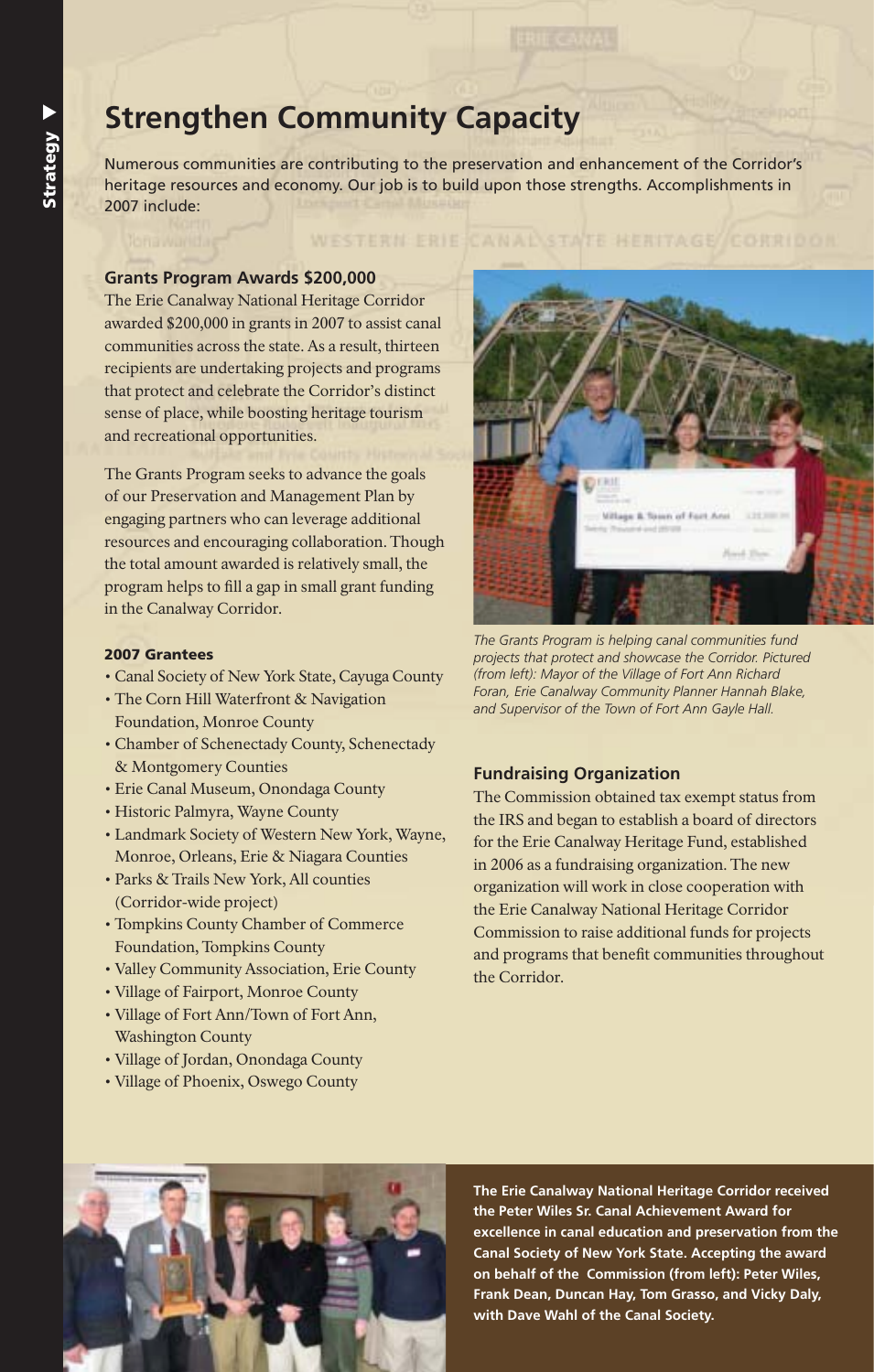# Strengthen Community Capacity

Numerous communities are contributing to the preservation and enhancement of the Corridor's heritage resources and economy. Our job is to build upon those strengths. Accomplishments in 2007 include:

## Grants Program Awards $200,000

The Erie Canalway National Heritage Corridor awarded $200,000 in grants in 2007 to assist canal communities across the state. As a result, thirteen recipients are undertaking projects and programs that protect and celebrate the Corridor's distinct sense of place, while boosting heritage tourism and recreational opportunities.

The Grants Program seeks to advance the goals of our Preservation and Management Plan by engaging partners who can leverage additional resources and encouraging collaboration. Though the total amount awarded is relatively small, the program helps to fill a gap in small grant funding in the Canalway Corridor.

### 2007 Grantees

- Canal Society of New York State, Cayuga County
- The Corn Hill Waterfront & Navigation Foundation, Monroe County
- Chamber of Schenectady County, Schenectady & Montgomery Counties
- Erie Canal Museum, Onondaga County
- Historic Palmyra, Wayne County
- Landmark Society of Western New York, Wayne, Monroe, Orleans, Erie & Niagara Counties
- Parks & Trails New York, All counties (Corridor-wide project)
- Tompkins County Chamber of Commerce Foundation, Tompkins County
- Valley Community Association, Erie County
- Village of Fairport, Monroe County
- Village of Fort Ann/Town of Fort Ann, Washington County
- Village of Jordan, Onondaga County
- Village of Phoenix, Oswego County

*The Grants Program is helping canal communities fund projects that protect and showcase the Corridor. Pictured (from left): Mayor of the Village of Fort Ann Richard Foran, Erie Canalway Community Planner Hannah Blake, and Supervisor of the Town of Fort Ann Gayle Hall.*

## Fundraising Organization

The Commission obtained tax exempt status from the IRS and began to establish a board of directors for the Erie Canalway Heritage Fund, established in 2006 as a fundraising organization. The new organization will work in close cooperation with the Erie Canalway National Heritage Corridor Commission to raise additional funds for projects and programs that benefit communities throughout the Corridor.

**The Erie Canalway National Heritage Corridor received the Peter Wiles Sr. Canal Achievement Award for excellence in canal education and preservation from the Canal Society of New York State. Accepting the award on behalf of the Commission (from left): Peter Wiles, Frank Dean, Duncan Hay, Tom Grasso, and Vicky Daly, with Dave Wahl of the Canal Society.**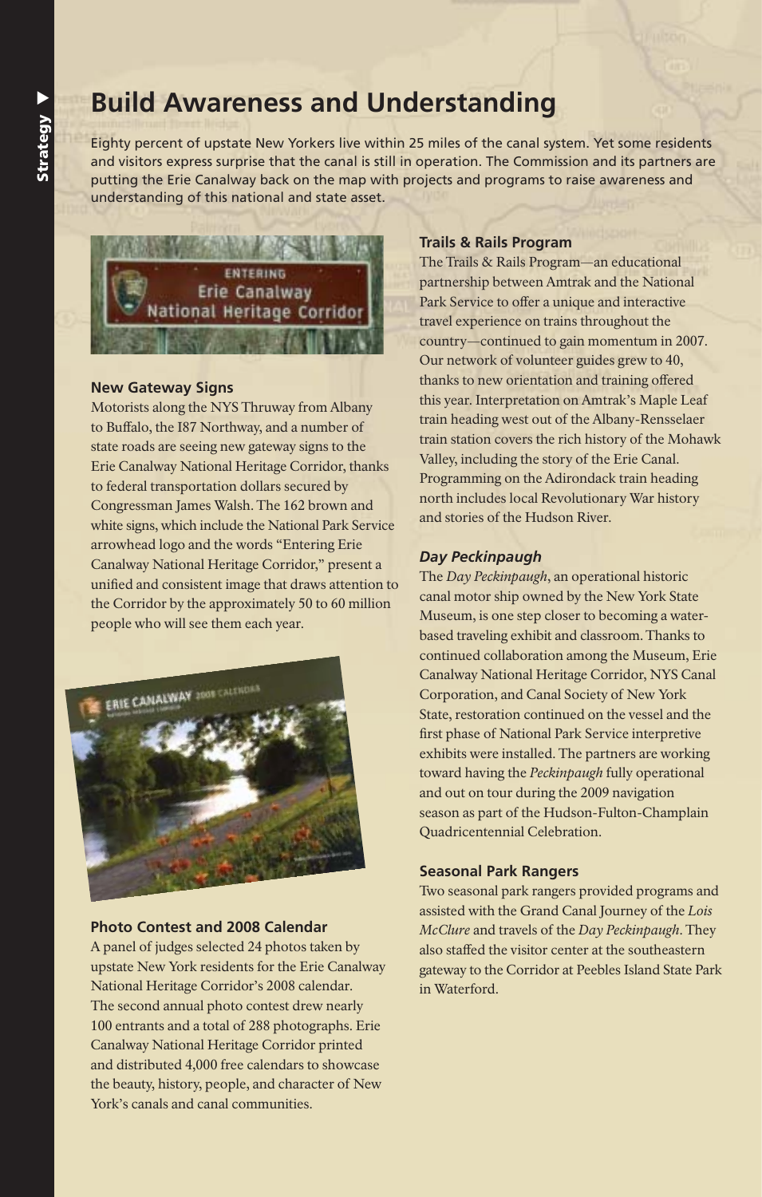# Build Awareness and Understanding

Eighty percent of upstate New Yorkers live within 25 miles of the canal system. Yet some residents and visitors express surprise that the canal is still in operation. The Commission and its partners are putting the Erie Canalway back on the map with projects and programs to raise awareness and understanding of this national and state asset.

### New Gateway Signs

Motorists along the NYS Thruway from Albany to Buffalo, the I87 Northway, and a number of state roads are seeing new gateway signs to the Erie Canalway National Heritage Corridor, thanks to federal transportation dollars secured by Congressman James Walsh. The 162 brown and white signs, which include the National Park Service arrowhead logo and the words "Entering Erie Canalway National Heritage Corridor," present a unified and consistent image that draws attention to the Corridor by the approximately 50 to 60 million people who will see them each year.

### Photo Contest and 2008 Calendar

A panel of judges selected 24 photos taken by upstate New York residents for the Erie Canalway National Heritage Corridor's 2008 calendar. The second annual photo contest drew nearly 100 entrants and a total of 288 photographs. Erie Canalway National Heritage Corridor printed and distributed 4,000 free calendars to showcase the beauty, history, people, and character of New York's canals and canal communities.

### Trails & Rails Program

The Trails & Rails Program—an educational partnership between Amtrak and the National Park Service to offer a unique and interactive travel experience on trains throughout the country—continued to gain momentum in 2007. Our network of volunteer guides grew to 40, thanks to new orientation and training offered this year. Interpretation on Amtrak's Maple Leaf train heading west out of the Albany-Rensselaer train station covers the rich history of the Mohawk Valley, including the story of the Erie Canal. Programming on the Adirondack train heading north includes local Revolutionary War history and stories of the Hudson River.

### *Day Peckinpaugh*

The *Day Peckinpaugh*, an operational historic canal motor ship owned by the New York State Museum, is one step closer to becoming a water-based traveling exhibit and classroom. Thanks to continued collaboration among the Museum, Erie Canalway National Heritage Corridor, NYS Canal Corporation, and Canal Society of New York State, restoration continued on the vessel and the first phase of National Park Service interpretive exhibits were installed. The partners are working toward having the *Peckinpaugh* fully operational and out on tour during the 2009 navigation season as part of the Hudson-Fulton-Champlain Quadricentennial Celebration.

### Seasonal Park Rangers

Two seasonal park rangers provided programs and assisted with the Grand Canal Journey of the *Lois McClure* and travels of the *Day Peckinpaugh*. They also staffed the visitor center at the southeastern gateway to the Corridor at Peebles Island State Park in Waterford.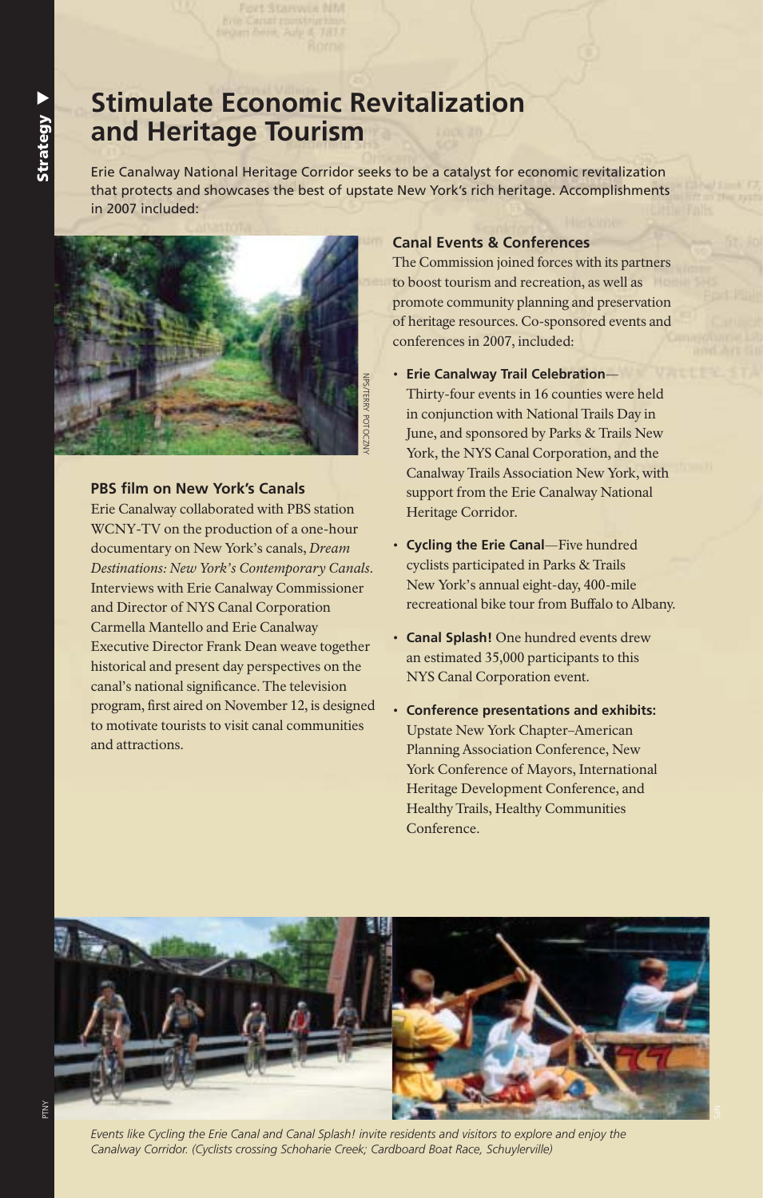# Stimulate Economic Revitalization and Heritage Tourism

Erie Canalway National Heritage Corridor seeks to be a catalyst for economic revitalization that protects and showcases the best of upstate New York's rich heritage. Accomplishments in 2007 included:

NPS/TERRY POTOCZNY

### PBS film on New York's Canals

Erie Canalway collaborated with PBS station WCNY-TV on the production of a one-hour documentary on New York's canals, *Dream Destinations: New York's Contemporary Canals*. Interviews with Erie Canalway Commissioner and Director of NYS Canal Corporation Carmella Mantello and Erie Canalway Executive Director Frank Dean weave together historical and present day perspectives on the canal's national significance. The television program, first aired on November 12, is designed to motivate tourists to visit canal communities and attractions.

### Canal Events & Conferences

The Commission joined forces with its partners to boost tourism and recreation, as well as promote community planning and preservation of heritage resources. Co-sponsored events and conferences in 2007, included:

- **Erie Canalway Trail Celebration**—Thirty-four events in 16 counties were held in conjunction with National Trails Day in June, and sponsored by Parks & Trails New York, the NYS Canal Corporation, and the Canalway Trails Association New York, with support from the Erie Canalway National Heritage Corridor.
- **Cycling the Erie Canal**—Five hundred cyclists participated in Parks & Trails New York's annual eight-day, 400-mile recreational bike tour from Buffalo to Albany.
- **Canal Splash!** One hundred events drew an estimated 35,000 participants to this NYS Canal Corporation event.
- **Conference presentations and exhibits:** Upstate New York Chapter–American Planning Association Conference, New York Conference of Mayors, International Heritage Development Conference, and Healthy Trails, Healthy Communities Conference.

PTNY

*Events like Cycling the Erie Canal and Canal Splash! invite residents and visitors to explore and enjoy the Canalway Corridor. (Cyclists crossing Schoharie Creek; Cardboard Boat Race, Schuylerville)*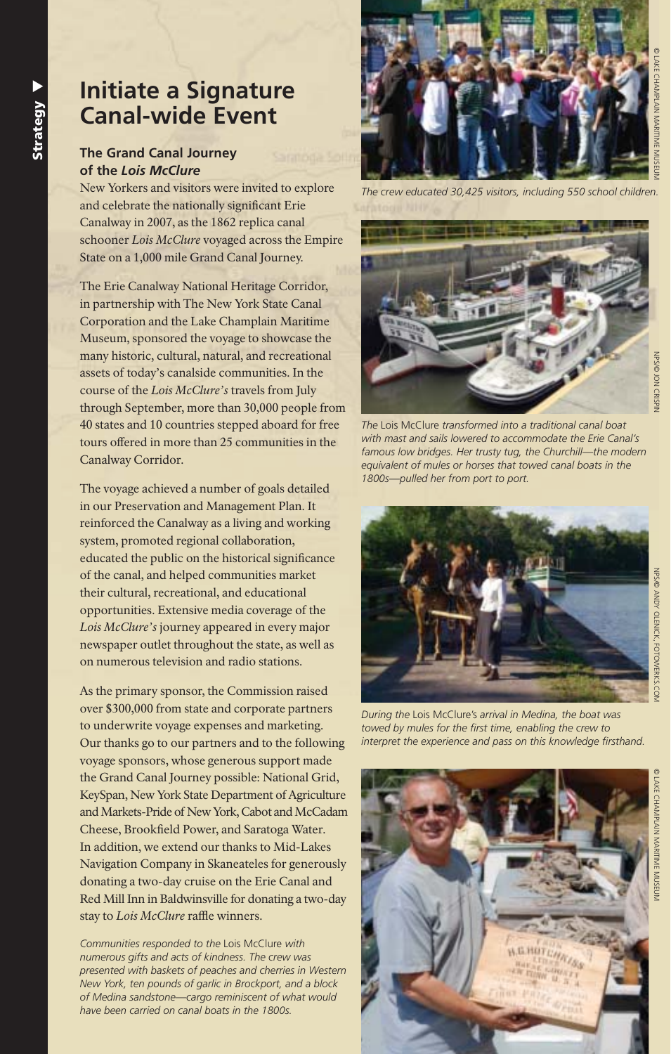# Initiate a Signature Canal-wide Event

### The Grand Canal Journey of the *Lois McClure*

New Yorkers and visitors were invited to explore and celebrate the nationally significant Erie Canalway in 2007, as the 1862 replica canal schooner *Lois McClure* voyaged across the Empire State on a 1,000 mile Grand Canal Journey.

The Erie Canalway National Heritage Corridor, in partnership with The New York State Canal Corporation and the Lake Champlain Maritime Museum, sponsored the voyage to showcase the many historic, cultural, natural, and recreational assets of today's canalside communities. In the course of the *Lois McClure's* travels from July through September, more than 30,000 people from 40 states and 10 countries stepped aboard for free tours offered in more than 25 communities in the Canalway Corridor.

The voyage achieved a number of goals detailed in our Preservation and Management Plan. It reinforced the Canalway as a living and working system, promoted regional collaboration, educated the public on the historical significance of the canal, and helped communities market their cultural, recreational, and educational opportunities. Extensive media coverage of the *Lois McClure's* journey appeared in every major newspaper outlet throughout the state, as well as on numerous television and radio stations.

As the primary sponsor, the Commission raised over $300,000 from state and corporate partners to underwrite voyage expenses and marketing. Our thanks go to our partners and to the following voyage sponsors, whose generous support made the Grand Canal Journey possible: National Grid, KeySpan, New York State Department of Agriculture and Markets-Pride of New York, Cabot and McCadam Cheese, Brookfield Power, and Saratoga Water. In addition, we extend our thanks to Mid-Lakes Navigation Company in Skaneateles for generously donating a two-day cruise on the Erie Canal and Red Mill Inn in Baldwinsville for donating a two-day stay to *Lois McClure* raffle winners.

*Communities responded to the* Lois McClure *with numerous gifts and acts of kindness. The crew was presented with baskets of peaches and cherries in Western New York, ten pounds of garlic in Brockport, and a block of Medina sandstone—cargo reminiscent of what would have been carried on canal boats in the 1800s.*

*The crew educated 30,425 visitors, including 550 school children.*

© LAKE CHAMPLAIN MARITIME MUSEUM

*The* Lois McClure *transformed into a traditional canal boat with mast and sails lowered to accommodate the Erie Canal's famous low bridges. Her trusty tug, the Churchill—the modern equivalent of mules or horses that towed canal boats in the 1800s—pulled her from port to port.*

NPS/© JON CRISPIN

*During the* Lois McClure's *arrival in Medina, the boat was towed by mules for the first time, enabling the crew to interpret the experience and pass on this knowledge firsthand.*

NPS/© ANDY OLENICK, FOTOWERKS.COM

© LAKE CHAMPLAIN MARITIME MUSEUM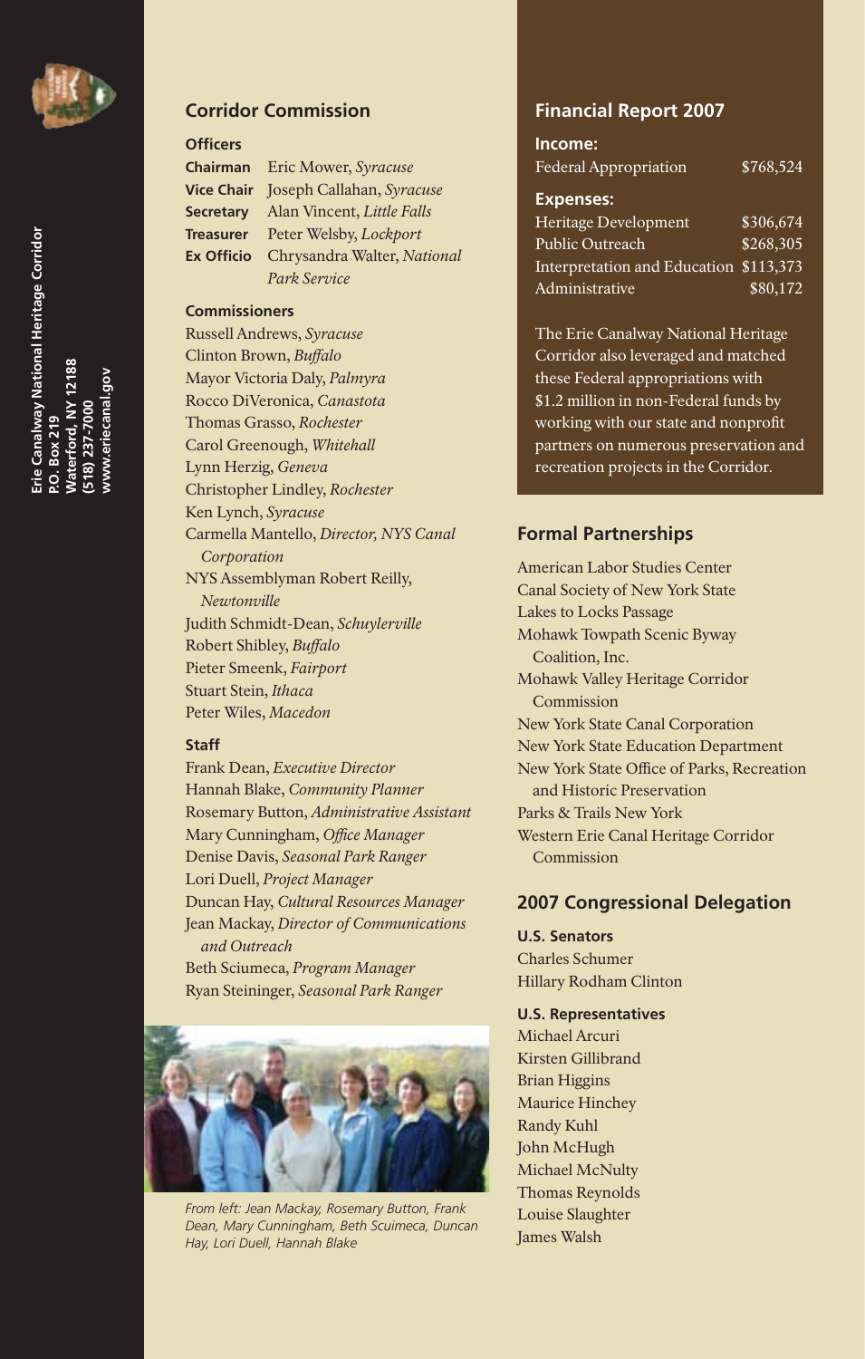Erie Canalway National Heritage Corridor
P.O. Box 219
Waterford, NY 12188
(518) 237-7000
www.eriecanal.gov

## Corridor Commission

### Officers

**Chairman** Eric Mower, *Syracuse*
**Vice Chair** Joseph Callahan, *Syracuse*
**Secretary** Alan Vincent, *Little Falls*
**Treasurer** Peter Welsby, *Lockport*
**Ex Officio** Chrysandra Walter, *National Park Service*

### Commissioners

Russell Andrews, *Syracuse*
Clinton Brown, *Buffalo*
Mayor Victoria Daly, *Palmyra*
Rocco DiVeronica, *Canastota*
Thomas Grasso, *Rochester*
Carol Greenough, *Whitehall*
Lynn Herzig, *Geneva*
Christopher Lindley, *Rochester*
Ken Lynch, *Syracuse*
Carmella Mantello, *Director, NYS Canal Corporation*
NYS Assemblyman Robert Reilly, *Newtonville*
Judith Schmidt-Dean, *Schuylerville*
Robert Shibley, *Buffalo*
Pieter Smeenk, *Fairport*
Stuart Stein, *Ithaca*
Peter Wiles, *Macedon*

### Staff

Frank Dean, *Executive Director*
Hannah Blake, *Community Planner*
Rosemary Button, *Administrative Assistant*
Mary Cunningham, *Office Manager*
Denise Davis, *Seasonal Park Ranger*
Lori Duell, *Project Manager*
Duncan Hay, *Cultural Resources Manager*
Jean Mackay, *Director of Communications and Outreach*
Beth Sciumeca, *Program Manager*
Ryan Steininger, *Seasonal Park Ranger*

*From left: Jean Mackay, Rosemary Button, Frank Dean, Mary Cunningham, Beth Sciumeca, Duncan Hay, Lori Duell, Hannah Blake*

## Financial Report 2007

| | |
|---|---|
| **Income:** | |
| Federal Appropriation | $768,524 |
| **Expenses:** | |
| Heritage Development | $306,674 |
| Public Outreach | $268,305 |
| Interpretation and Education | $113,373 |
| Administrative | $80,172 |

The Erie Canalway National Heritage Corridor also leveraged and matched these Federal appropriations with $1.2 million in non-Federal funds by working with our state and nonprofit partners on numerous preservation and recreation projects in the Corridor.

## Formal Partnerships

American Labor Studies Center
Canal Society of New York State
Lakes to Locks Passage
Mohawk Towpath Scenic Byway Coalition, Inc.
Mohawk Valley Heritage Corridor Commission
New York State Canal Corporation
New York State Education Department
New York State Office of Parks, Recreation and Historic Preservation
Parks & Trails New York
Western Erie Canal Heritage Corridor Commission

## 2007 Congressional Delegation

### U.S. Senators

Charles Schumer
Hillary Rodham Clinton

### U.S. Representatives

Michael Arcuri
Kirsten Gillibrand
Brian Higgins
Maurice Hinchey
Randy Kuhl
John McHugh
Michael McNulty
Thomas Reynolds
Louise Slaughter
James Walsh